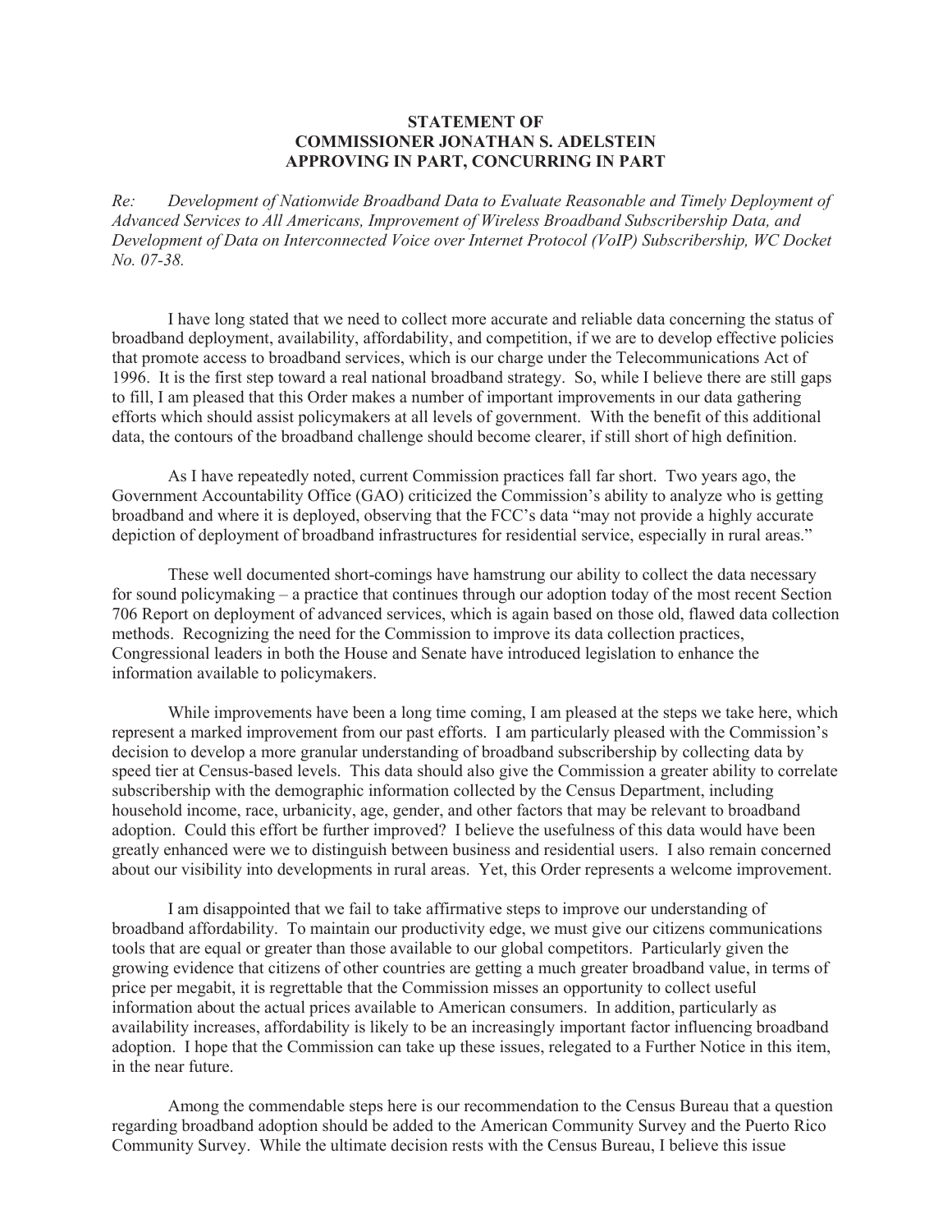**STATEMENT OF**
**COMMISSIONER JONATHAN S. ADELSTEIN**
**APPROVING IN PART, CONCURRING IN PART**

*Re: Development of Nationwide Broadband Data to Evaluate Reasonable and Timely Deployment of Advanced Services to All Americans, Improvement of Wireless Broadband Subscribership Data, and Development of Data on Interconnected Voice over Internet Protocol (VoIP) Subscribership, WC Docket No. 07-38.*

I have long stated that we need to collect more accurate and reliable data concerning the status of broadband deployment, availability, affordability, and competition, if we are to develop effective policies that promote access to broadband services, which is our charge under the Telecommunications Act of 1996. It is the first step toward a real national broadband strategy. So, while I believe there are still gaps to fill, I am pleased that this Order makes a number of important improvements in our data gathering efforts which should assist policymakers at all levels of government. With the benefit of this additional data, the contours of the broadband challenge should become clearer, if still short of high definition.

As I have repeatedly noted, current Commission practices fall far short. Two years ago, the Government Accountability Office (GAO) criticized the Commission's ability to analyze who is getting broadband and where it is deployed, observing that the FCC's data "may not provide a highly accurate depiction of deployment of broadband infrastructures for residential service, especially in rural areas."

These well documented short-comings have hamstrung our ability to collect the data necessary for sound policymaking – a practice that continues through our adoption today of the most recent Section 706 Report on deployment of advanced services, which is again based on those old, flawed data collection methods. Recognizing the need for the Commission to improve its data collection practices, Congressional leaders in both the House and Senate have introduced legislation to enhance the information available to policymakers.

While improvements have been a long time coming, I am pleased at the steps we take here, which represent a marked improvement from our past efforts. I am particularly pleased with the Commission's decision to develop a more granular understanding of broadband subscribership by collecting data by speed tier at Census-based levels. This data should also give the Commission a greater ability to correlate subscribership with the demographic information collected by the Census Department, including household income, race, urbanicity, age, gender, and other factors that may be relevant to broadband adoption. Could this effort be further improved? I believe the usefulness of this data would have been greatly enhanced were we to distinguish between business and residential users. I also remain concerned about our visibility into developments in rural areas. Yet, this Order represents a welcome improvement.

I am disappointed that we fail to take affirmative steps to improve our understanding of broadband affordability. To maintain our productivity edge, we must give our citizens communications tools that are equal or greater than those available to our global competitors. Particularly given the growing evidence that citizens of other countries are getting a much greater broadband value, in terms of price per megabit, it is regrettable that the Commission misses an opportunity to collect useful information about the actual prices available to American consumers. In addition, particularly as availability increases, affordability is likely to be an increasingly important factor influencing broadband adoption. I hope that the Commission can take up these issues, relegated to a Further Notice in this item, in the near future.

Among the commendable steps here is our recommendation to the Census Bureau that a question regarding broadband adoption should be added to the American Community Survey and the Puerto Rico Community Survey. While the ultimate decision rests with the Census Bureau, I believe this issue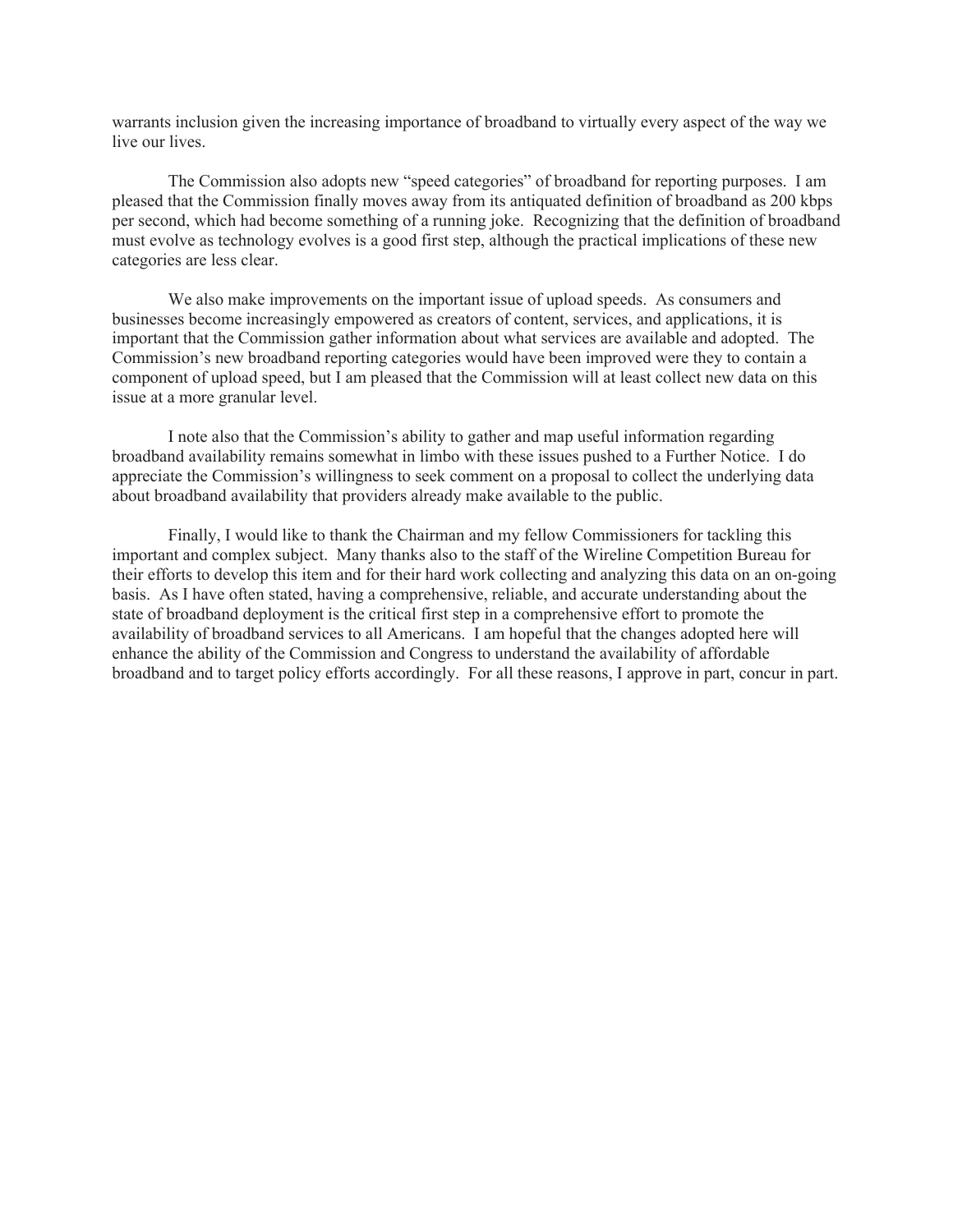warrants inclusion given the increasing importance of broadband to virtually every aspect of the way we live our lives.

The Commission also adopts new "speed categories" of broadband for reporting purposes. I am pleased that the Commission finally moves away from its antiquated definition of broadband as 200 kbps per second, which had become something of a running joke. Recognizing that the definition of broadband must evolve as technology evolves is a good first step, although the practical implications of these new categories are less clear.

We also make improvements on the important issue of upload speeds. As consumers and businesses become increasingly empowered as creators of content, services, and applications, it is important that the Commission gather information about what services are available and adopted. The Commission's new broadband reporting categories would have been improved were they to contain a component of upload speed, but I am pleased that the Commission will at least collect new data on this issue at a more granular level.

I note also that the Commission's ability to gather and map useful information regarding broadband availability remains somewhat in limbo with these issues pushed to a Further Notice. I do appreciate the Commission's willingness to seek comment on a proposal to collect the underlying data about broadband availability that providers already make available to the public.

Finally, I would like to thank the Chairman and my fellow Commissioners for tackling this important and complex subject. Many thanks also to the staff of the Wireline Competition Bureau for their efforts to develop this item and for their hard work collecting and analyzing this data on an on-going basis. As I have often stated, having a comprehensive, reliable, and accurate understanding about the state of broadband deployment is the critical first step in a comprehensive effort to promote the availability of broadband services to all Americans. I am hopeful that the changes adopted here will enhance the ability of the Commission and Congress to understand the availability of affordable broadband and to target policy efforts accordingly. For all these reasons, I approve in part, concur in part.